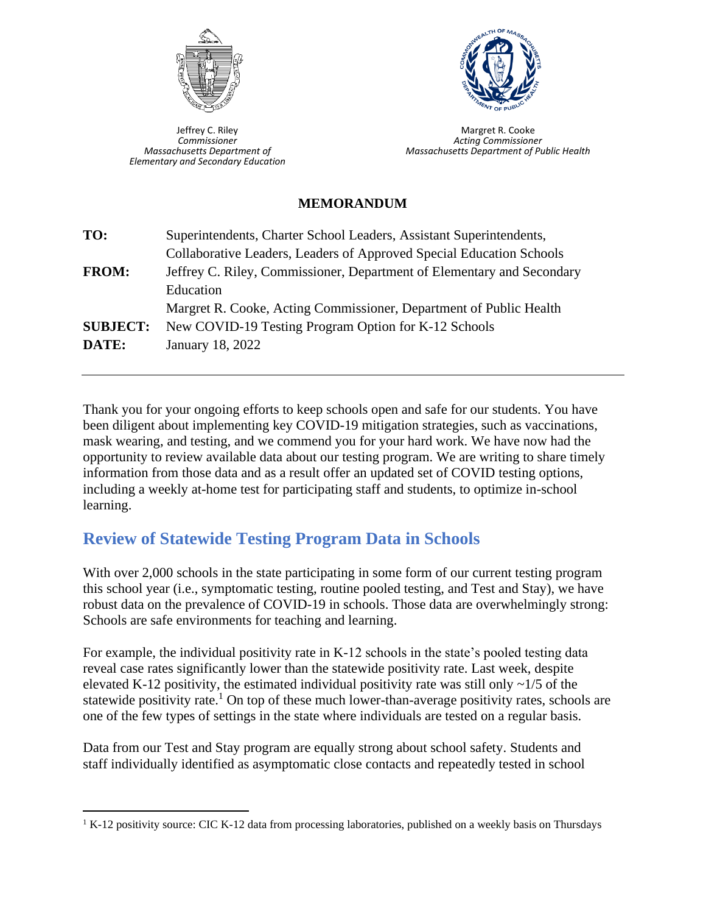Jeffrey C. Riley
*Commissioner*
*Massachusetts Department of Elementary and Secondary Education*

Margret R. Cooke
*Acting Commissioner*
*Massachusetts Department of Public Health*

**MEMORANDUM**

| | |
|---|---|
| **TO:** | Superintendents, Charter School Leaders, Assistant Superintendents, Collaborative Leaders, Leaders of Approved Special Education Schools |
| **FROM:** | Jeffrey C. Riley, Commissioner, Department of Elementary and Secondary Education<br>Margret R. Cooke, Acting Commissioner, Department of Public Health |
| **SUBJECT:** | New COVID-19 Testing Program Option for K-12 Schools |
| **DATE:** | January 18, 2022 |

---

Thank you for your ongoing efforts to keep schools open and safe for our students. You have been diligent about implementing key COVID-19 mitigation strategies, such as vaccinations, mask wearing, and testing, and we commend you for your hard work. We have now had the opportunity to review available data about our testing program. We are writing to share timely information from those data and as a result offer an updated set of COVID testing options, including a weekly at-home test for participating staff and students, to optimize in-school learning.

## Review of Statewide Testing Program Data in Schools

With over 2,000 schools in the state participating in some form of our current testing program this school year (i.e., symptomatic testing, routine pooled testing, and Test and Stay), we have robust data on the prevalence of COVID-19 in schools. Those data are overwhelmingly strong: Schools are safe environments for teaching and learning.

For example, the individual positivity rate in K-12 schools in the state's pooled testing data reveal case rates significantly lower than the statewide positivity rate. Last week, despite elevated K-12 positivity, the estimated individual positivity rate was still only ~1/5 of the statewide positivity rate.[1] On top of these much lower-than-average positivity rates, schools are one of the few types of settings in the state where individuals are tested on a regular basis.

Data from our Test and Stay program are equally strong about school safety. Students and staff individually identified as asymptomatic close contacts and repeatedly tested in school

---

[1] K-12 positivity source: CIC K-12 data from processing laboratories, published on a weekly basis on Thursdays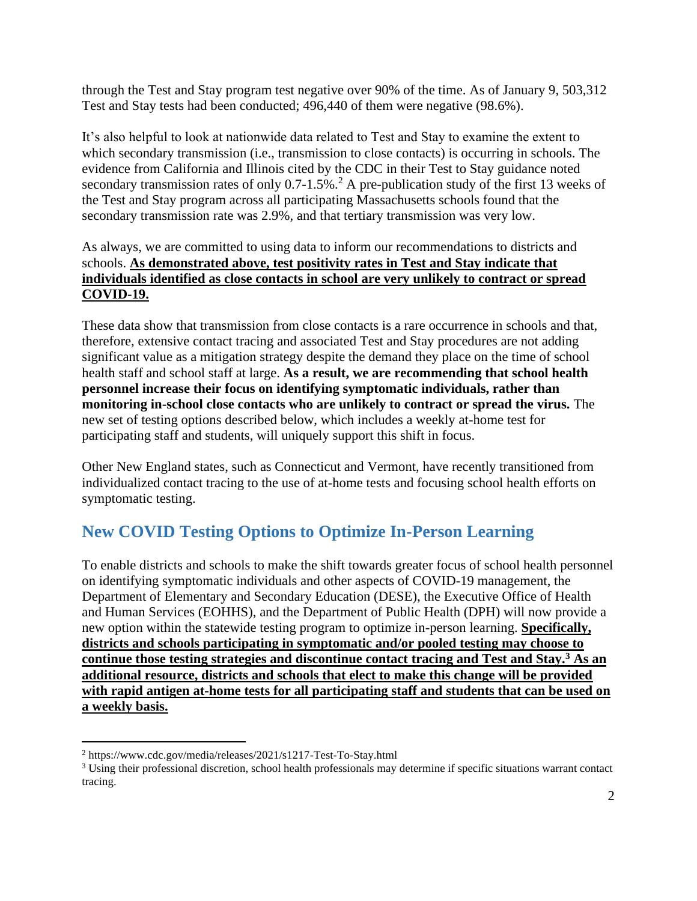through the Test and Stay program test negative over 90% of the time. As of January 9, 503,312 Test and Stay tests had been conducted; 496,440 of them were negative (98.6%).

It's also helpful to look at nationwide data related to Test and Stay to examine the extent to which secondary transmission (i.e., transmission to close contacts) is occurring in schools. The evidence from California and Illinois cited by the CDC in their Test to Stay guidance noted secondary transmission rates of only 0.7-1.5%.[2] A pre-publication study of the first 13 weeks of the Test and Stay program across all participating Massachusetts schools found that the secondary transmission rate was 2.9%, and that tertiary transmission was very low.

As always, we are committed to using data to inform our recommendations to districts and schools. **As demonstrated above, test positivity rates in Test and Stay indicate that individuals identified as close contacts in school are very unlikely to contract or spread COVID-19.**

These data show that transmission from close contacts is a rare occurrence in schools and that, therefore, extensive contact tracing and associated Test and Stay procedures are not adding significant value as a mitigation strategy despite the demand they place on the time of school health staff and school staff at large. **As a result, we are recommending that school health personnel increase their focus on identifying symptomatic individuals, rather than monitoring in-school close contacts who are unlikely to contract or spread the virus.** The new set of testing options described below, which includes a weekly at-home test for participating staff and students, will uniquely support this shift in focus.

Other New England states, such as Connecticut and Vermont, have recently transitioned from individualized contact tracing to the use of at-home tests and focusing school health efforts on symptomatic testing.

## New COVID Testing Options to Optimize In-Person Learning

To enable districts and schools to make the shift towards greater focus of school health personnel on identifying symptomatic individuals and other aspects of COVID-19 management, the Department of Elementary and Secondary Education (DESE), the Executive Office of Health and Human Services (EOHHS), and the Department of Public Health (DPH) will now provide a new option within the statewide testing program to optimize in-person learning. **Specifically, districts and schools participating in symptomatic and/or pooled testing may choose to continue those testing strategies and discontinue contact tracing and Test and Stay.[3] As an additional resource, districts and schools that elect to make this change will be provided with rapid antigen at-home tests for all participating staff and students that can be used on a weekly basis.**

[2] https://www.cdc.gov/media/releases/2021/s1217-Test-To-Stay.html

[3] Using their professional discretion, school health professionals may determine if specific situations warrant contact tracing.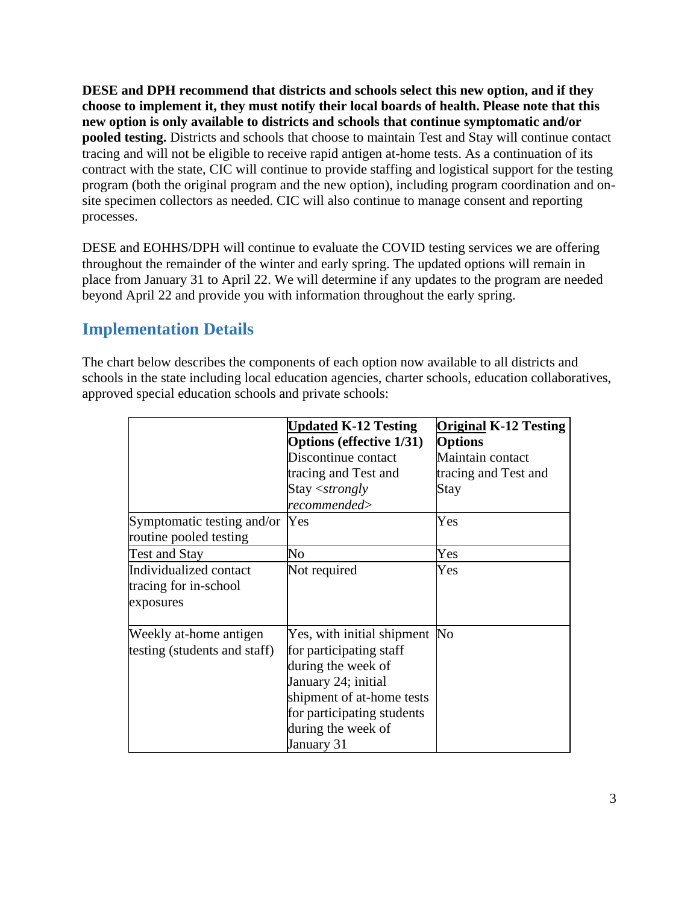**DESE and DPH recommend that districts and schools select this new option, and if they choose to implement it, they must notify their local boards of health. Please note that this new option is only available to districts and schools that continue symptomatic and/or pooled testing.** Districts and schools that choose to maintain Test and Stay will continue contact tracing and will not be eligible to receive rapid antigen at-home tests. As a continuation of its contract with the state, CIC will continue to provide staffing and logistical support for the testing program (both the original program and the new option), including program coordination and on-site specimen collectors as needed. CIC will also continue to manage consent and reporting processes.

DESE and EOHHS/DPH will continue to evaluate the COVID testing services we are offering throughout the remainder of the winter and early spring. The updated options will remain in place from January 31 to April 22. We will determine if any updates to the program are needed beyond April 22 and provide you with information throughout the early spring.

## Implementation Details

The chart below describes the components of each option now available to all districts and schools in the state including local education agencies, charter schools, education collaboratives, approved special education schools and private schools:

| | **Updated K-12 Testing Options (effective 1/31)** Discontinue contact tracing and Test and Stay <*strongly recommended*> | **Original K-12 Testing Options** Maintain contact tracing and Test and Stay |
|---|---|---|
| Symptomatic testing and/or routine pooled testing | Yes | Yes |
| Test and Stay | No | Yes |
| Individualized contact tracing for in-school exposures | Not required | Yes |
| Weekly at-home antigen testing (students and staff) | Yes, with initial shipment for participating staff during the week of January 24; initial shipment of at-home tests for participating students during the week of January 31 | No |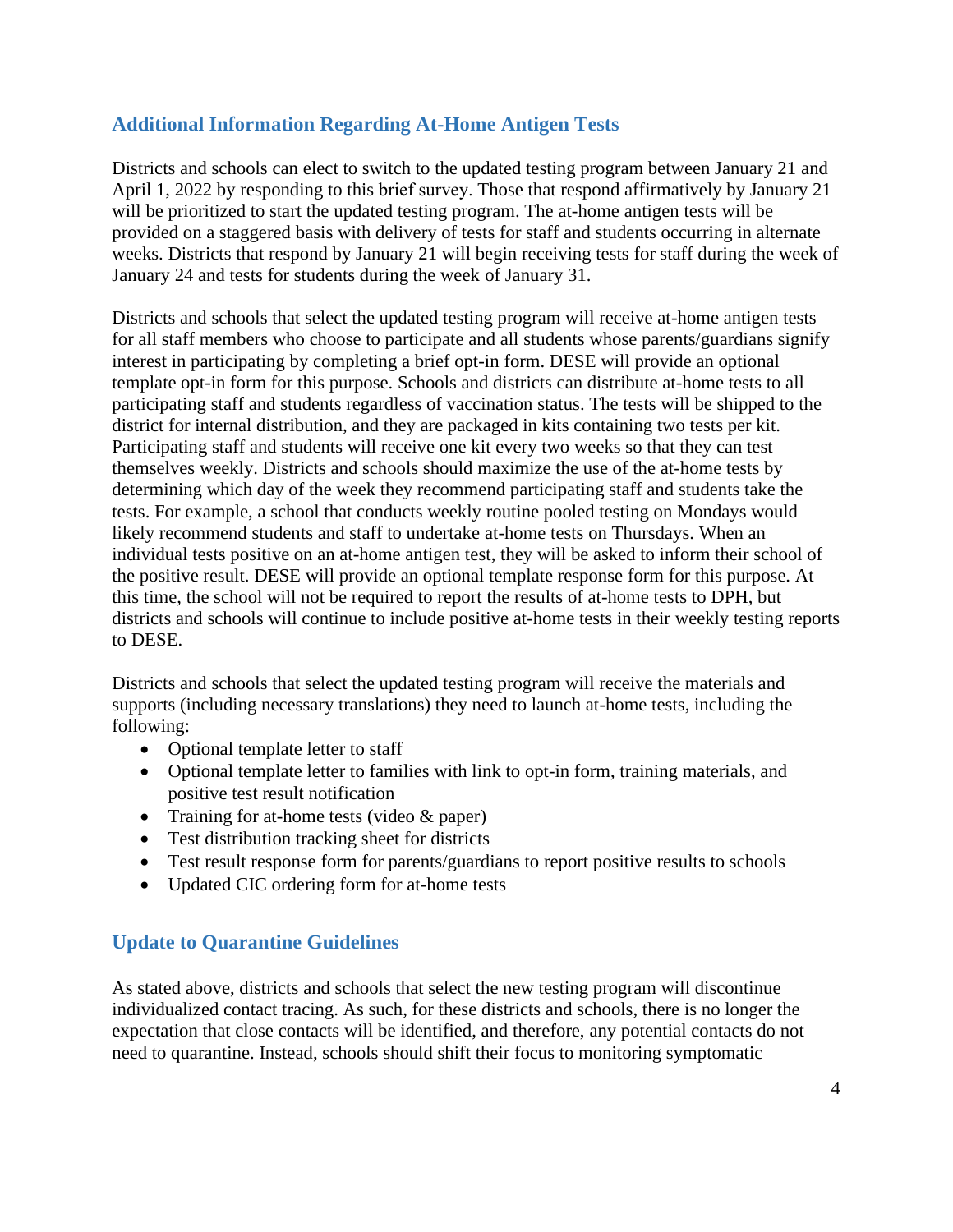## Additional Information Regarding At-Home Antigen Tests

Districts and schools can elect to switch to the updated testing program between January 21 and April 1, 2022 by responding to this brief survey. Those that respond affirmatively by January 21 will be prioritized to start the updated testing program. The at-home antigen tests will be provided on a staggered basis with delivery of tests for staff and students occurring in alternate weeks. Districts that respond by January 21 will begin receiving tests for staff during the week of January 24 and tests for students during the week of January 31.

Districts and schools that select the updated testing program will receive at-home antigen tests for all staff members who choose to participate and all students whose parents/guardians signify interest in participating by completing a brief opt-in form. DESE will provide an optional template opt-in form for this purpose. Schools and districts can distribute at-home tests to all participating staff and students regardless of vaccination status. The tests will be shipped to the district for internal distribution, and they are packaged in kits containing two tests per kit. Participating staff and students will receive one kit every two weeks so that they can test themselves weekly. Districts and schools should maximize the use of the at-home tests by determining which day of the week they recommend participating staff and students take the tests. For example, a school that conducts weekly routine pooled testing on Mondays would likely recommend students and staff to undertake at-home tests on Thursdays. When an individual tests positive on an at-home antigen test, they will be asked to inform their school of the positive result. DESE will provide an optional template response form for this purpose. At this time, the school will not be required to report the results of at-home tests to DPH, but districts and schools will continue to include positive at-home tests in their weekly testing reports to DESE.

Districts and schools that select the updated testing program will receive the materials and supports (including necessary translations) they need to launch at-home tests, including the following:

- Optional template letter to staff
- Optional template letter to families with link to opt-in form, training materials, and positive test result notification
- Training for at-home tests (video & paper)
- Test distribution tracking sheet for districts
- Test result response form for parents/guardians to report positive results to schools
- Updated CIC ordering form for at-home tests

## Update to Quarantine Guidelines

As stated above, districts and schools that select the new testing program will discontinue individualized contact tracing. As such, for these districts and schools, there is no longer the expectation that close contacts will be identified, and therefore, any potential contacts do not need to quarantine. Instead, schools should shift their focus to monitoring symptomatic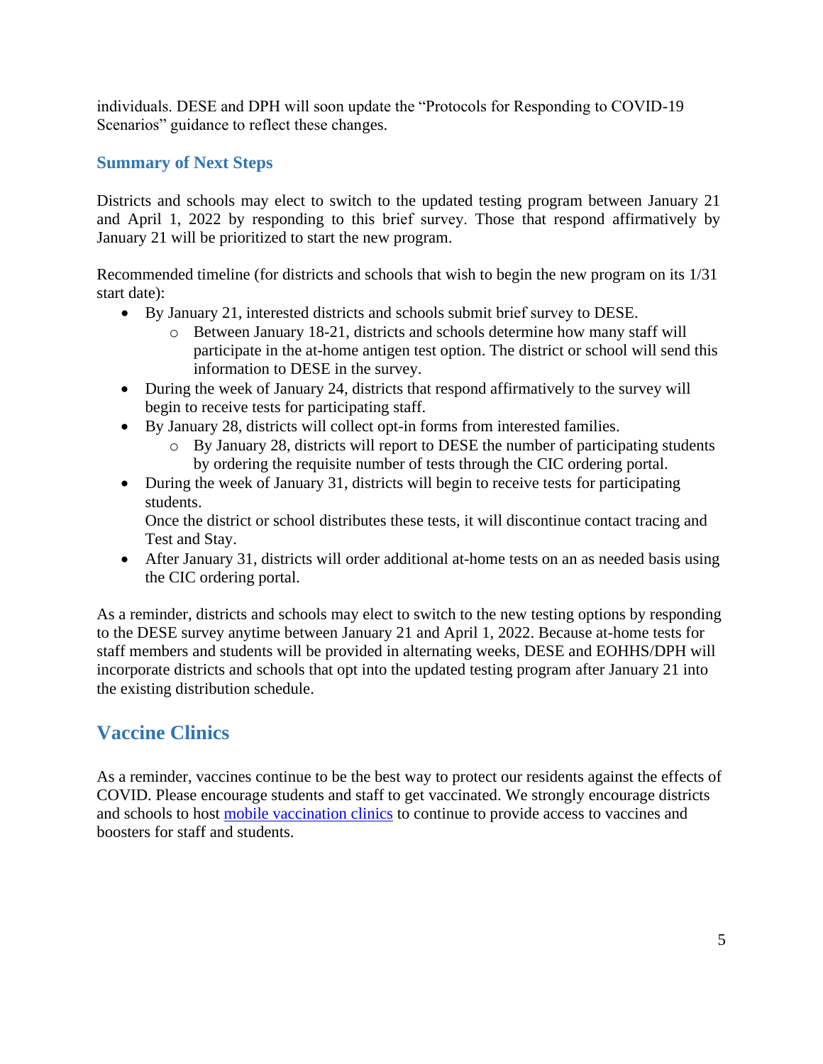individuals. DESE and DPH will soon update the "Protocols for Responding to COVID-19 Scenarios" guidance to reflect these changes.

### Summary of Next Steps

Districts and schools may elect to switch to the updated testing program between January 21 and April 1, 2022 by responding to this brief survey. Those that respond affirmatively by January 21 will be prioritized to start the new program.

Recommended timeline (for districts and schools that wish to begin the new program on its 1/31 start date):

- By January 21, interested districts and schools submit brief survey to DESE.
  - Between January 18-21, districts and schools determine how many staff will participate in the at-home antigen test option. The district or school will send this information to DESE in the survey.
- During the week of January 24, districts that respond affirmatively to the survey will begin to receive tests for participating staff.
- By January 28, districts will collect opt-in forms from interested families.
  - By January 28, districts will report to DESE the number of participating students by ordering the requisite number of tests through the CIC ordering portal.
- During the week of January 31, districts will begin to receive tests for participating students.
  Once the district or school distributes these tests, it will discontinue contact tracing and Test and Stay.
- After January 31, districts will order additional at-home tests on an as needed basis using the CIC ordering portal.

As a reminder, districts and schools may elect to switch to the new testing options by responding to the DESE survey anytime between January 21 and April 1, 2022. Because at-home tests for staff members and students will be provided in alternating weeks, DESE and EOHHS/DPH will incorporate districts and schools that opt into the updated testing program after January 21 into the existing distribution schedule.

## Vaccine Clinics

As a reminder, vaccines continue to be the best way to protect our residents against the effects of COVID. Please encourage students and staff to get vaccinated. We strongly encourage districts and schools to host mobile vaccination clinics to continue to provide access to vaccines and boosters for staff and students.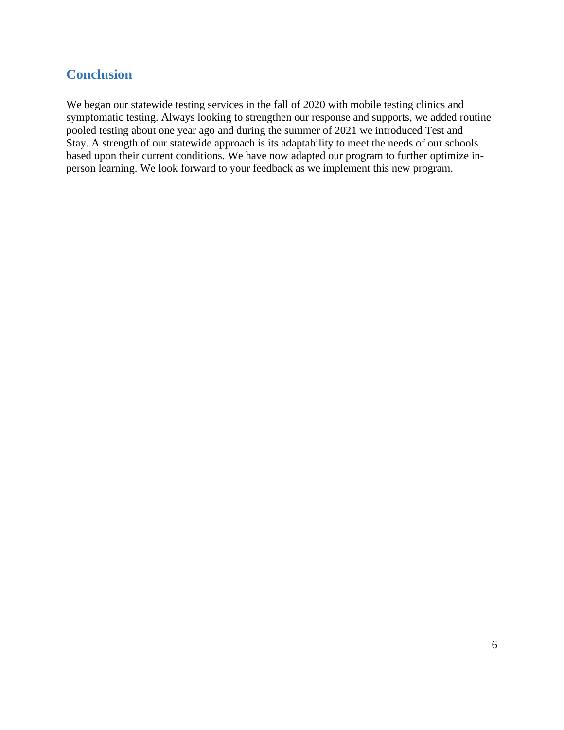## Conclusion

We began our statewide testing services in the fall of 2020 with mobile testing clinics and symptomatic testing. Always looking to strengthen our response and supports, we added routine pooled testing about one year ago and during the summer of 2021 we introduced Test and Stay. A strength of our statewide approach is its adaptability to meet the needs of our schools based upon their current conditions. We have now adapted our program to further optimize in-person learning. We look forward to your feedback as we implement this new program.